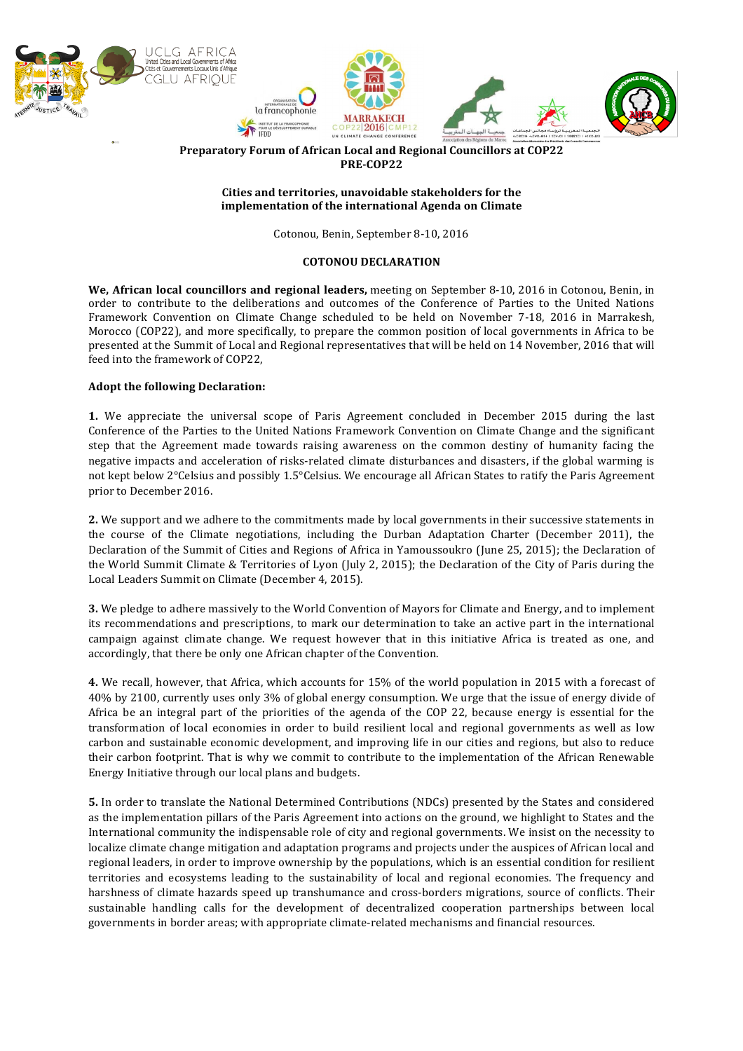**Preparatory Forum of African Local and Regional Councillors at COP22**
**PRE-COP22**

**Cities and territories, unavoidable stakeholders for the implementation of the international Agenda on Climate**

Cotonou, Benin, September 8-10, 2016

**COTONOU DECLARATION**

**We, African local councillors and regional leaders,** meeting on September 8-10, 2016 in Cotonou, Benin, in order to contribute to the deliberations and outcomes of the Conference of Parties to the United Nations Framework Convention on Climate Change scheduled to be held on November 7-18, 2016 in Marrakesh, Morocco (COP22), and more specifically, to prepare the common position of local governments in Africa to be presented at the Summit of Local and Regional representatives that will be held on 14 November, 2016 that will feed into the framework of COP22,

**Adopt the following Declaration:**

**1.** We appreciate the universal scope of Paris Agreement concluded in December 2015 during the last Conference of the Parties to the United Nations Framework Convention on Climate Change and the significant step that the Agreement made towards raising awareness on the common destiny of humanity facing the negative impacts and acceleration of risks-related climate disturbances and disasters, if the global warming is not kept below 2°Celsius and possibly 1.5°Celsius. We encourage all African States to ratify the Paris Agreement prior to December 2016.

**2.** We support and we adhere to the commitments made by local governments in their successive statements in the course of the Climate negotiations, including the Durban Adaptation Charter (December 2011), the Declaration of the Summit of Cities and Regions of Africa in Yamoussoukro (June 25, 2015); the Declaration of the World Summit Climate & Territories of Lyon (July 2, 2015); the Declaration of the City of Paris during the Local Leaders Summit on Climate (December 4, 2015).

**3.** We pledge to adhere massively to the World Convention of Mayors for Climate and Energy, and to implement its recommendations and prescriptions, to mark our determination to take an active part in the international campaign against climate change. We request however that in this initiative Africa is treated as one, and accordingly, that there be only one African chapter of the Convention.

**4.** We recall, however, that Africa, which accounts for 15% of the world population in 2015 with a forecast of 40% by 2100, currently uses only 3% of global energy consumption. We urge that the issue of energy divide of Africa be an integral part of the priorities of the agenda of the COP 22, because energy is essential for the transformation of local economies in order to build resilient local and regional governments as well as low carbon and sustainable economic development, and improving life in our cities and regions, but also to reduce their carbon footprint. That is why we commit to contribute to the implementation of the African Renewable Energy Initiative through our local plans and budgets.

**5.** In order to translate the National Determined Contributions (NDCs) presented by the States and considered as the implementation pillars of the Paris Agreement into actions on the ground, we highlight to States and the International community the indispensable role of city and regional governments. We insist on the necessity to localize climate change mitigation and adaptation programs and projects under the auspices of African local and regional leaders, in order to improve ownership by the populations, which is an essential condition for resilient territories and ecosystems leading to the sustainability of local and regional economies. The frequency and harshness of climate hazards speed up transhumance and cross-borders migrations, source of conflicts. Their sustainable handling calls for the development of decentralized cooperation partnerships between local governments in border areas; with appropriate climate-related mechanisms and financial resources.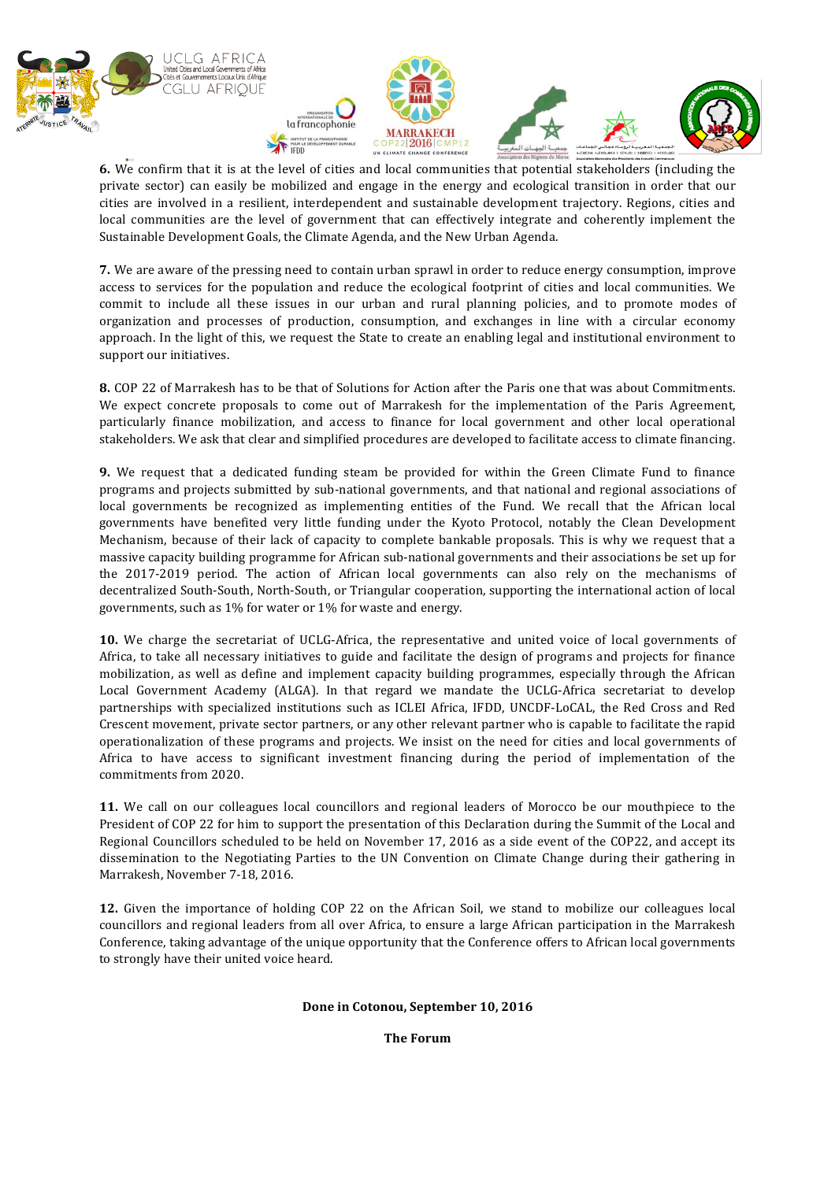**6.** We confirm that it is at the level of cities and local communities that potential stakeholders (including the private sector) can easily be mobilized and engage in the energy and ecological transition in order that our cities are involved in a resilient, interdependent and sustainable development trajectory. Regions, cities and local communities are the level of government that can effectively integrate and coherently implement the Sustainable Development Goals, the Climate Agenda, and the New Urban Agenda.

**7.** We are aware of the pressing need to contain urban sprawl in order to reduce energy consumption, improve access to services for the population and reduce the ecological footprint of cities and local communities. We commit to include all these issues in our urban and rural planning policies, and to promote modes of organization and processes of production, consumption, and exchanges in line with a circular economy approach. In the light of this, we request the State to create an enabling legal and institutional environment to support our initiatives.

**8.** COP 22 of Marrakesh has to be that of Solutions for Action after the Paris one that was about Commitments. We expect concrete proposals to come out of Marrakesh for the implementation of the Paris Agreement, particularly finance mobilization, and access to finance for local government and other local operational stakeholders. We ask that clear and simplified procedures are developed to facilitate access to climate financing.

**9.** We request that a dedicated funding steam be provided for within the Green Climate Fund to finance programs and projects submitted by sub-national governments, and that national and regional associations of local governments be recognized as implementing entities of the Fund. We recall that the African local governments have benefited very little funding under the Kyoto Protocol, notably the Clean Development Mechanism, because of their lack of capacity to complete bankable proposals. This is why we request that a massive capacity building programme for African sub-national governments and their associations be set up for the 2017-2019 period. The action of African local governments can also rely on the mechanisms of decentralized South-South, North-South, or Triangular cooperation, supporting the international action of local governments, such as 1% for water or 1% for waste and energy.

**10.** We charge the secretariat of UCLG-Africa, the representative and united voice of local governments of Africa, to take all necessary initiatives to guide and facilitate the design of programs and projects for finance mobilization, as well as define and implement capacity building programmes, especially through the African Local Government Academy (ALGA). In that regard we mandate the UCLG-Africa secretariat to develop partnerships with specialized institutions such as ICLEI Africa, IFDD, UNCDF-LoCAL, the Red Cross and Red Crescent movement, private sector partners, or any other relevant partner who is capable to facilitate the rapid operationalization of these programs and projects. We insist on the need for cities and local governments of Africa to have access to significant investment financing during the period of implementation of the commitments from 2020.

**11.** We call on our colleagues local councillors and regional leaders of Morocco be our mouthpiece to the President of COP 22 for him to support the presentation of this Declaration during the Summit of the Local and Regional Councillors scheduled to be held on November 17, 2016 as a side event of the COP22, and accept its dissemination to the Negotiating Parties to the UN Convention on Climate Change during their gathering in Marrakesh, November 7-18, 2016.

**12.** Given the importance of holding COP 22 on the African Soil, we stand to mobilize our colleagues local councillors and regional leaders from all over Africa, to ensure a large African participation in the Marrakesh Conference, taking advantage of the unique opportunity that the Conference offers to African local governments to strongly have their united voice heard.

**Done in Cotonou, September 10, 2016**

**The Forum**